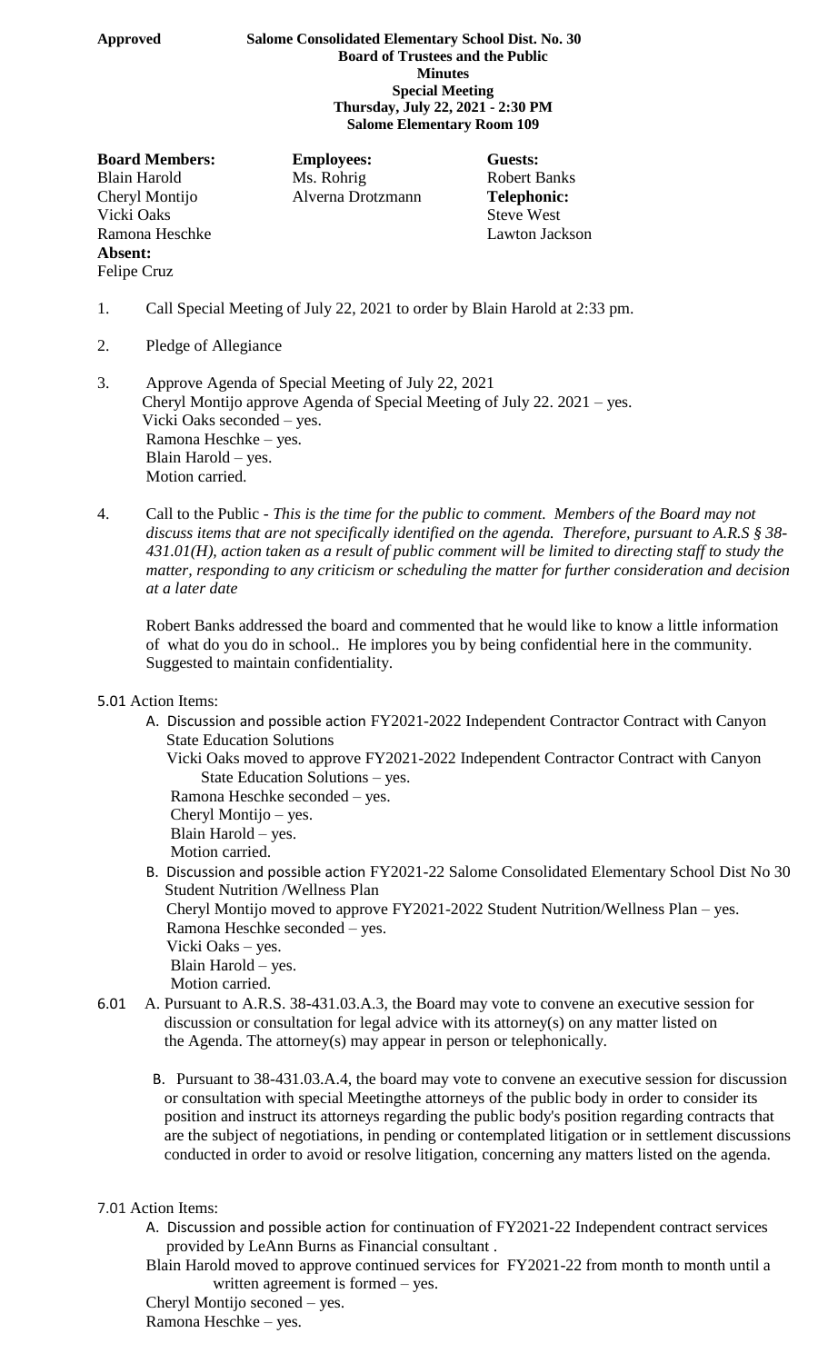**Approved**

**Salome Consolidated Elementary School Dist. No. 30**
**Board of Trustees and the Public**
**Minutes**
**Special Meeting**
**Thursday, July 22, 2021 - 2:30 PM**
**Salome Elementary Room 109**

| **Board Members:** | **Employees:** | **Guests:** |
|---|---|---|
| Blain Harold | Ms. Rohrig | Robert Banks |
| Cheryl Montijo | Alverna Drotzmann | **Telephonic:** |
| Vicki Oaks | | Steve West |
| Ramona Heschke | | Lawton Jackson |
| **Absent:** | | |
| Felipe Cruz | | |

1. Call Special Meeting of July 22, 2021 to order by Blain Harold at 2:33 pm.

2. Pledge of Allegiance

3. Approve Agenda of Special Meeting of July 22, 2021
   Cheryl Montijo approve Agenda of Special Meeting of July 22. 2021 – yes.
   Vicki Oaks seconded – yes.
   Ramona Heschke – yes.
   Blain Harold – yes.
   Motion carried.

4. Call to the Public - *This is the time for the public to comment. Members of the Board may not discuss items that are not specifically identified on the agenda. Therefore, pursuant to A.R.S § 38-431.01(H), action taken as a result of public comment will be limited to directing staff to study the matter, responding to any criticism or scheduling the matter for further consideration and decision at a later date*

   Robert Banks addressed the board and commented that he would like to know a little information of what do you do in school.. He implores you by being confidential here in the community. Suggested to maintain confidentiality.

5.01 Action Items:

A. Discussion and possible action FY2021-2022 Independent Contractor Contract with Canyon State Education Solutions
   Vicki Oaks moved to approve FY2021-2022 Independent Contractor Contract with Canyon State Education Solutions – yes.
   Ramona Heschke seconded – yes.
   Cheryl Montijo – yes.
   Blain Harold – yes.
   Motion carried.

B. Discussion and possible action FY2021-22 Salome Consolidated Elementary School Dist No 30 Student Nutrition /Wellness Plan
   Cheryl Montijo moved to approve FY2021-2022 Student Nutrition/Wellness Plan – yes.
   Ramona Heschke seconded – yes.
   Vicki Oaks – yes.
   Blain Harold – yes.
   Motion carried.

6.01 A. Pursuant to A.R.S. 38-431.03.A.3, the Board may vote to convene an executive session for discussion or consultation for legal advice with its attorney(s) on any matter listed on the Agenda. The attorney(s) may appear in person or telephonically.

B. Pursuant to 38-431.03.A.4, the board may vote to convene an executive session for discussion or consultation with special Meetingthe attorneys of the public body in order to consider its position and instruct its attorneys regarding the public body's position regarding contracts that are the subject of negotiations, in pending or contemplated litigation or in settlement discussions conducted in order to avoid or resolve litigation, concerning any matters listed on the agenda.

7.01 Action Items:

A. Discussion and possible action for continuation of FY2021-22 Independent contract services provided by LeAnn Burns as Financial consultant .
   Blain Harold moved to approve continued services for FY2021-22 from month to month until a written agreement is formed – yes.
   Cheryl Montijo seconed – yes.
   Ramona Heschke – yes.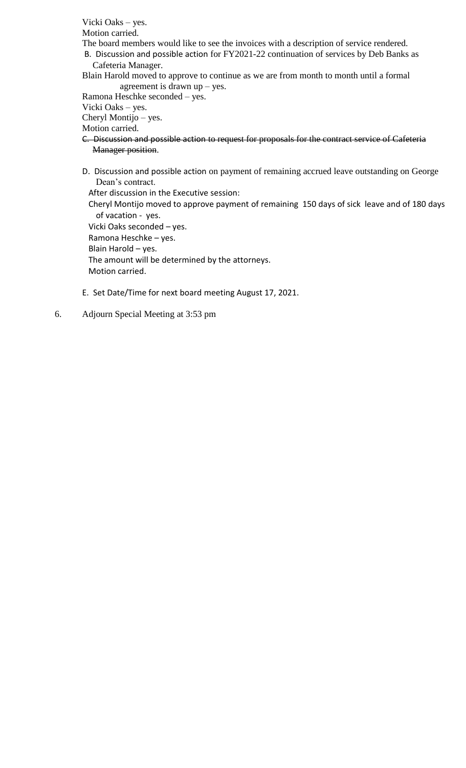Vicki Oaks – yes.

Motion carried.

The board members would like to see the invoices with a description of service rendered.

B. Discussion and possible action for FY2021-22 continuation of services by Deb Banks as Cafeteria Manager.

Blain Harold moved to approve to continue as we are from month to month until a formal agreement is drawn up – yes.

Ramona Heschke seconded – yes.

Vicki Oaks – yes.

Cheryl Montijo – yes.

Motion carried.

~~C. Discussion and possible action to request for proposals for the contract service of Cafeteria Manager position~~.

D. Discussion and possible action on payment of remaining accrued leave outstanding on George Dean's contract.

After discussion in the Executive session:

Cheryl Montijo moved to approve payment of remaining 150 days of sick leave and of 180 days of vacation - yes.

Vicki Oaks seconded – yes.

Ramona Heschke – yes.

Blain Harold – yes.

The amount will be determined by the attorneys.

Motion carried.

E. Set Date/Time for next board meeting August 17, 2021.

6. Adjourn Special Meeting at 3:53 pm